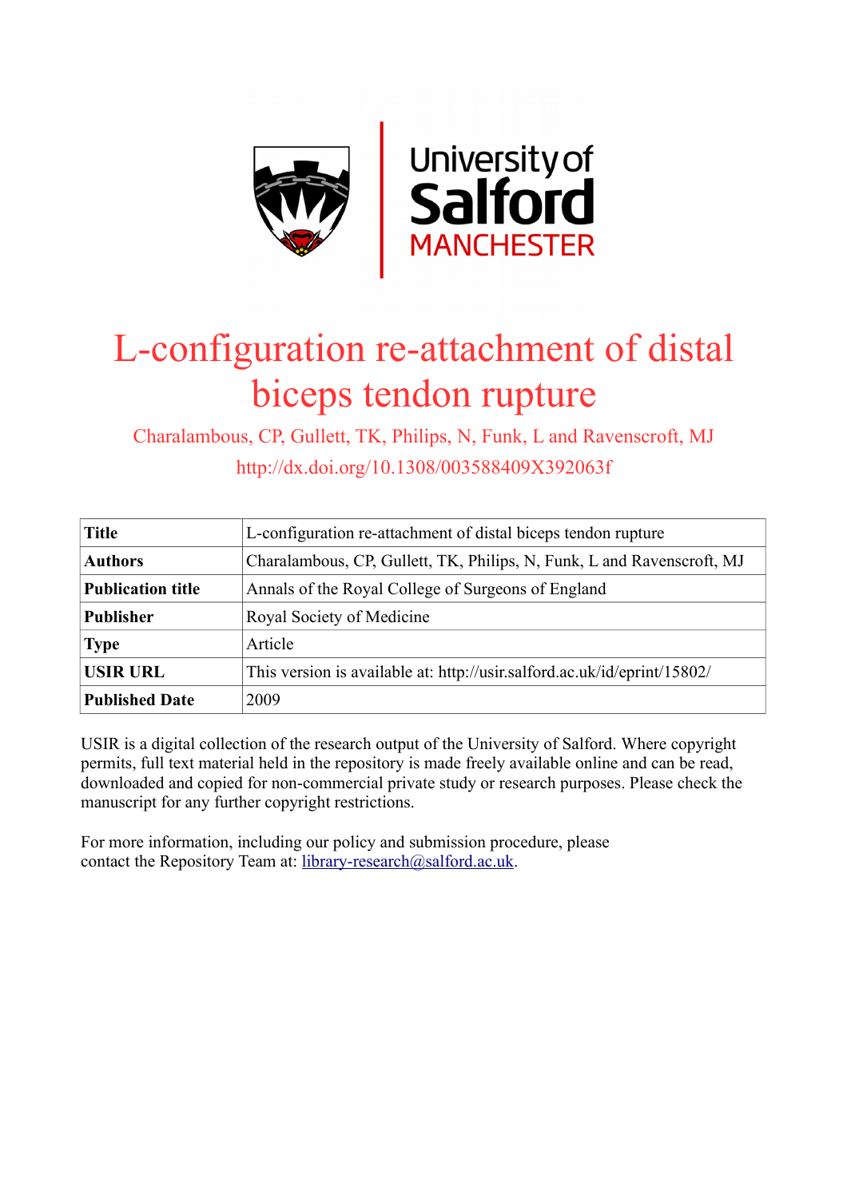# L-configuration re-attachment of distal biceps tendon rupture

Charalambous, CP, Gullett, TK, Philips, N, Funk, L and Ravenscroft, MJ

http://dx.doi.org/10.1308/003588409X392063f

| **Title** | L-configuration re-attachment of distal biceps tendon rupture |
|---|---|
| **Authors** | Charalambous, CP, Gullett, TK, Philips, N, Funk, L and Ravenscroft, MJ |
| **Publication title** | Annals of the Royal College of Surgeons of England |
| **Publisher** | Royal Society of Medicine |
| **Type** | Article |
| **USIR URL** | This version is available at: http://usir.salford.ac.uk/id/eprint/15802/ |
| **Published Date** | 2009 |

USIR is a digital collection of the research output of the University of Salford. Where copyright permits, full text material held in the repository is made freely available online and can be read, downloaded and copied for non-commercial private study or research purposes. Please check the manuscript for any further copyright restrictions.

For more information, including our policy and submission procedure, please contact the Repository Team at: library-research@salford.ac.uk.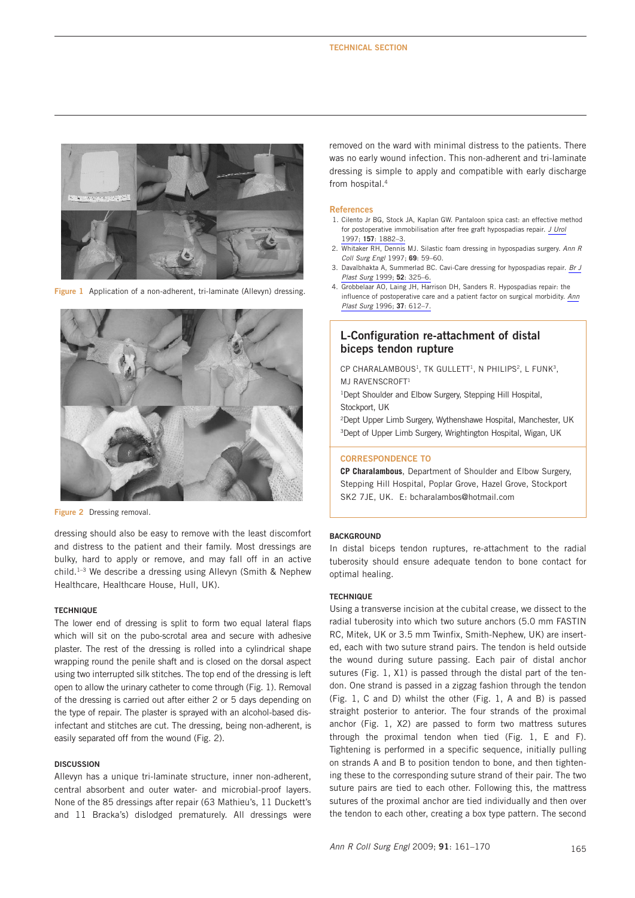Figure 1 Application of a non-adherent, tri-laminate (Allevyn) dressing.

Figure 2 Dressing removal.

dressing should also be easy to remove with the least discomfort and distress to the patient and their family. Most dressings are bulky, hard to apply or remove, and may fall off in an active child.[1–3] We describe a dressing using Allevyn (Smith & Nephew Healthcare, Healthcare House, Hull, UK).

#### TECHNIQUE

The lower end of dressing is split to form two equal lateral flaps which will sit on the pubo-scrotal area and secure with adhesive plaster. The rest of the dressing is rolled into a cylindrical shape wrapping round the penile shaft and is closed on the dorsal aspect using two interrupted silk stitches. The top end of the dressing is left open to allow the urinary catheter to come through (Fig. 1). Removal of the dressing is carried out after either 2 or 5 days depending on the type of repair. The plaster is sprayed with an alcohol-based disinfectant and stitches are cut. The dressing, being non-adherent, is easily separated off from the wound (Fig. 2).

#### DISCUSSION

Allevyn has a unique tri-laminate structure, inner non-adherent, central absorbent and outer water- and microbial-proof layers. None of the 85 dressings after repair (63 Mathieu's, 11 Duckett's and 11 Bracka's) dislodged prematurely. All dressings were removed on the ward with minimal distress to the patients. There was no early wound infection. This non-adherent and tri-laminate dressing is simple to apply and compatible with early discharge from hospital.[4]

#### References

1. Cilento Jr BG, Stock JA, Kaplan GW. Pantaloon spica cast: an effective method for postoperative immobilisation after free graft hypospadias repair. *J Urol* 1997; **157**: 1882–3.
2. Whitaker RH, Dennis MJ. Silastic foam dressing in hypospadias surgery. *Ann R Coll Surg Engl* 1997; **69**: 59–60.
3. Davalbhakta A, Summerlad BC. Cavi-Care dressing for hypospadias repair. *Br J Plast Surg* 1999; **52**: 325–6.
4. Grobbelaar AO, Laing JH, Harrison DH, Sanders R. Hypospadias repair: the influence of postoperative care and a patient factor on surgical morbidity. *Ann Plast Surg* 1996; **37**: 612–7.

## L-Configuration re-attachment of distal biceps tendon rupture

CP CHARALAMBOUS[1], TK GULLETT[1], N PHILIPS[2], L FUNK[3], MJ RAVENSCROFT[1]

[1]Dept Shoulder and Elbow Surgery, Stepping Hill Hospital, Stockport, UK
[2]Dept Upper Limb Surgery, Wythenshawe Hospital, Manchester, UK
[3]Dept of Upper Limb Surgery, Wrightington Hospital, Wigan, UK

#### CORRESPONDENCE TO

**CP Charalambous**, Department of Shoulder and Elbow Surgery, Stepping Hill Hospital, Poplar Grove, Hazel Grove, Stockport SK2 7JE, UK. E: bcharalambos@hotmail.com

#### BACKGROUND

In distal biceps tendon ruptures, re-attachment to the radial tuberosity should ensure adequate tendon to bone contact for optimal healing.

#### TECHNIQUE

Using a transverse incision at the cubital crease, we dissect to the radial tuberosity into which two suture anchors (5.0 mm FASTIN RC, Mitek, UK or 3.5 mm Twinfix, Smith-Nephew, UK) are inserted, each with two suture strand pairs. The tendon is held outside the wound during suture passing. Each pair of distal anchor sutures (Fig. 1, X1) is passed through the distal part of the tendon. One strand is passed in a zigzag fashion through the tendon (Fig. 1, C and D) whilst the other (Fig. 1, A and B) is passed straight posterior to anterior. The four strands of the proximal anchor (Fig. 1, X2) are passed to form two mattress sutures through the proximal tendon when tied (Fig. 1, E and F). Tightening is performed in a specific sequence, initially pulling on strands A and B to position tendon to bone, and then tightening these to the corresponding suture strand of their pair. The two suture pairs are tied to each other. Following this, the mattress sutures of the proximal anchor are tied individually and then over the tendon to each other, creating a box type pattern. The second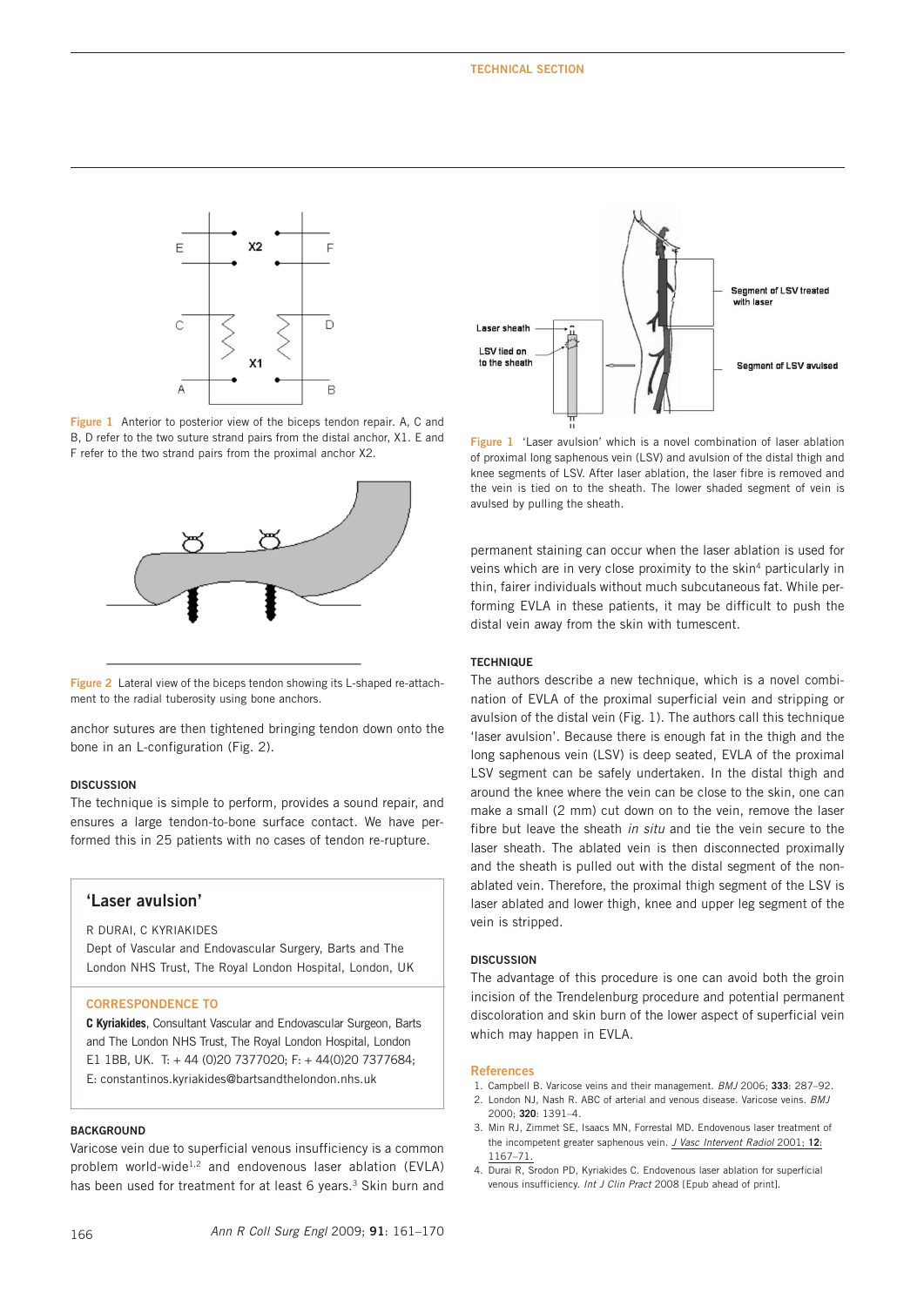Figure 1 Anterior to posterior view of the biceps tendon repair. A, C and B, D refer to the two suture strand pairs from the distal anchor, X1. E and F refer to the two strand pairs from the proximal anchor X2.

Figure 2 Lateral view of the biceps tendon showing its L-shaped re-attachment to the radial tuberosity using bone anchors.

anchor sutures are then tightened bringing tendon down onto the bone in an L-configuration (Fig. 2).

### DISCUSSION

The technique is simple to perform, provides a sound repair, and ensures a large tendon-to-bone surface contact. We have performed this in 25 patients with no cases of tendon re-rupture.

## 'Laser avulsion'

R DURAI, C KYRIAKIDES

Dept of Vascular and Endovascular Surgery, Barts and The London NHS Trust, The Royal London Hospital, London, UK

### CORRESPONDENCE TO

**C Kyriakides**, Consultant Vascular and Endovascular Surgeon, Barts and The London NHS Trust, The Royal London Hospital, London E1 1BB, UK. T: + 44 (0)20 7377020; F: + 44(0)20 7377684; E: constantinos.kyriakides@bartsandthelondon.nhs.uk

### BACKGROUND

Varicose vein due to superficial venous insufficiency is a common problem world-wide[1,2] and endovenous laser ablation (EVLA) has been used for treatment for at least 6 years.[3] Skin burn and permanent staining can occur when the laser ablation is used for veins which are in very close proximity to the skin[4] particularly in thin, fairer individuals without much subcutaneous fat. While performing EVLA in these patients, it may be difficult to push the distal vein away from the skin with tumescent.

Figure 1 'Laser avulsion' which is a novel combination of laser ablation of proximal long saphenous vein (LSV) and avulsion of the distal thigh and knee segments of LSV. After laser ablation, the laser fibre is removed and the vein is tied on to the sheath. The lower shaded segment of vein is avulsed by pulling the sheath.

### TECHNIQUE

The authors describe a new technique, which is a novel combination of EVLA of the proximal superficial vein and stripping or avulsion of the distal vein (Fig. 1). The authors call this technique 'laser avulsion'. Because there is enough fat in the thigh and the long saphenous vein (LSV) is deep seated, EVLA of the proximal LSV segment can be safely undertaken. In the distal thigh and around the knee where the vein can be close to the skin, one can make a small (2 mm) cut down on to the vein, remove the laser fibre but leave the sheath *in situ* and tie the vein secure to the laser sheath. The ablated vein is then disconnected proximally and the sheath is pulled out with the distal segment of the non-ablated vein. Therefore, the proximal thigh segment of the LSV is laser ablated and lower thigh, knee and upper leg segment of the vein is stripped.

### DISCUSSION

The advantage of this procedure is one can avoid both the groin incision of the Trendelenburg procedure and potential permanent discoloration and skin burn of the lower aspect of superficial vein which may happen in EVLA.

### References

1. Campbell B. Varicose veins and their management. *BMJ* 2006; **333**: 287–92.
2. London NJ, Nash R. ABC of arterial and venous disease. Varicose veins. *BMJ* 2000; **320**: 1391–4.
3. Min RJ, Zimmet SE, Isaacs MN, Forrestal MD. Endovenous laser treatment of the incompetent greater saphenous vein. *J Vasc Intervent Radiol* 2001; **12**: 1167–71.
4. Durai R, Srodon PD, Kyriakides C. Endovenous laser ablation for superficial venous insufficiency. *Int J Clin Pract* 2008 [Epub ahead of print].